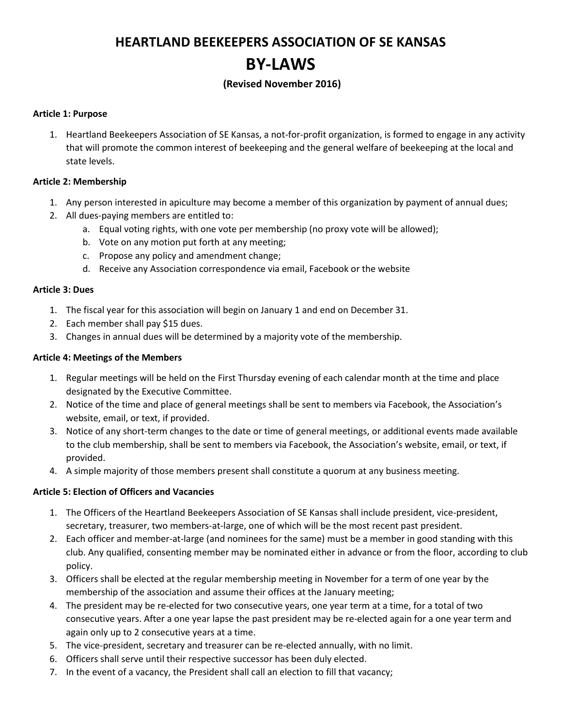# HEARTLAND BEEKEEPERS ASSOCIATION OF SE KANSAS

# BY-LAWS

**(Revised November 2016)**

**Article 1: Purpose**

1. Heartland Beekeepers Association of SE Kansas, a not-for-profit organization, is formed to engage in any activity that will promote the common interest of beekeeping and the general welfare of beekeeping at the local and state levels.

**Article 2: Membership**

1. Any person interested in apiculture may become a member of this organization by payment of annual dues;
2. All dues-paying members are entitled to:
   a. Equal voting rights, with one vote per membership (no proxy vote will be allowed);
   b. Vote on any motion put forth at any meeting;
   c. Propose any policy and amendment change;
   d. Receive any Association correspondence via email, Facebook or the website

**Article 3: Dues**

1. The fiscal year for this association will begin on January 1 and end on December 31.
2. Each member shall pay $15 dues.
3. Changes in annual dues will be determined by a majority vote of the membership.

**Article 4: Meetings of the Members**

1. Regular meetings will be held on the First Thursday evening of each calendar month at the time and place designated by the Executive Committee.
2. Notice of the time and place of general meetings shall be sent to members via Facebook, the Association's website, email, or text, if provided.
3. Notice of any short-term changes to the date or time of general meetings, or additional events made available to the club membership, shall be sent to members via Facebook, the Association's website, email, or text, if provided.
4. A simple majority of those members present shall constitute a quorum at any business meeting.

**Article 5: Election of Officers and Vacancies**

1. The Officers of the Heartland Beekeepers Association of SE Kansas shall include president, vice-president, secretary, treasurer, two members-at-large, one of which will be the most recent past president.
2. Each officer and member-at-large (and nominees for the same) must be a member in good standing with this club. Any qualified, consenting member may be nominated either in advance or from the floor, according to club policy.
3. Officers shall be elected at the regular membership meeting in November for a term of one year by the membership of the association and assume their offices at the January meeting;
4. The president may be re-elected for two consecutive years, one year term at a time, for a total of two consecutive years. After a one year lapse the past president may be re-elected again for a one year term and again only up to 2 consecutive years at a time.
5. The vice-president, secretary and treasurer can be re-elected annually, with no limit.
6. Officers shall serve until their respective successor has been duly elected.
7. In the event of a vacancy, the President shall call an election to fill that vacancy;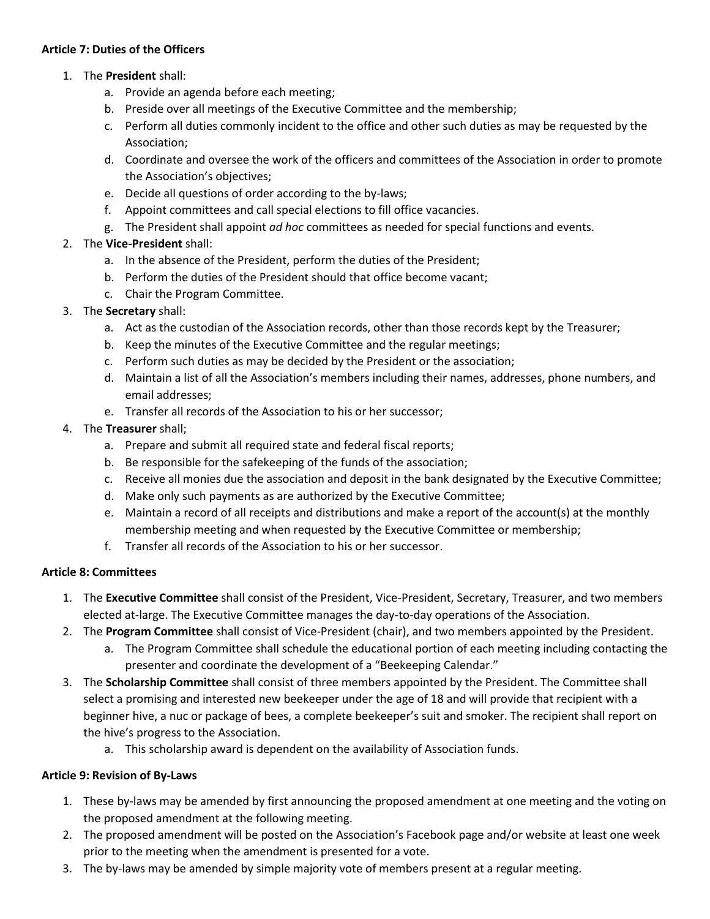**Article 7: Duties of the Officers**

1. The **President** shall:
    a. Provide an agenda before each meeting;
    b. Preside over all meetings of the Executive Committee and the membership;
    c. Perform all duties commonly incident to the office and other such duties as may be requested by the Association;
    d. Coordinate and oversee the work of the officers and committees of the Association in order to promote the Association's objectives;
    e. Decide all questions of order according to the by-laws;
    f. Appoint committees and call special elections to fill office vacancies.
    g. The President shall appoint *ad hoc* committees as needed for special functions and events.
2. The **Vice-President** shall:
    a. In the absence of the President, perform the duties of the President;
    b. Perform the duties of the President should that office become vacant;
    c. Chair the Program Committee.
3. The **Secretary** shall:
    a. Act as the custodian of the Association records, other than those records kept by the Treasurer;
    b. Keep the minutes of the Executive Committee and the regular meetings;
    c. Perform such duties as may be decided by the President or the association;
    d. Maintain a list of all the Association's members including their names, addresses, phone numbers, and email addresses;
    e. Transfer all records of the Association to his or her successor;
4. The **Treasurer** shall;
    a. Prepare and submit all required state and federal fiscal reports;
    b. Be responsible for the safekeeping of the funds of the association;
    c. Receive all monies due the association and deposit in the bank designated by the Executive Committee;
    d. Make only such payments as are authorized by the Executive Committee;
    e. Maintain a record of all receipts and distributions and make a report of the account(s) at the monthly membership meeting and when requested by the Executive Committee or membership;
    f. Transfer all records of the Association to his or her successor.

**Article 8: Committees**

1. The **Executive Committee** shall consist of the President, Vice-President, Secretary, Treasurer, and two members elected at-large. The Executive Committee manages the day-to-day operations of the Association.
2. The **Program Committee** shall consist of Vice-President (chair), and two members appointed by the President.
    a. The Program Committee shall schedule the educational portion of each meeting including contacting the presenter and coordinate the development of a "Beekeeping Calendar."
3. The **Scholarship Committee** shall consist of three members appointed by the President. The Committee shall select a promising and interested new beekeeper under the age of 18 and will provide that recipient with a beginner hive, a nuc or package of bees, a complete beekeeper's suit and smoker. The recipient shall report on the hive's progress to the Association.
    a. This scholarship award is dependent on the availability of Association funds.

**Article 9: Revision of By-Laws**

1. These by-laws may be amended by first announcing the proposed amendment at one meeting and the voting on the proposed amendment at the following meeting.
2. The proposed amendment will be posted on the Association's Facebook page and/or website at least one week prior to the meeting when the amendment is presented for a vote.
3. The by-laws may be amended by simple majority vote of members present at a regular meeting.